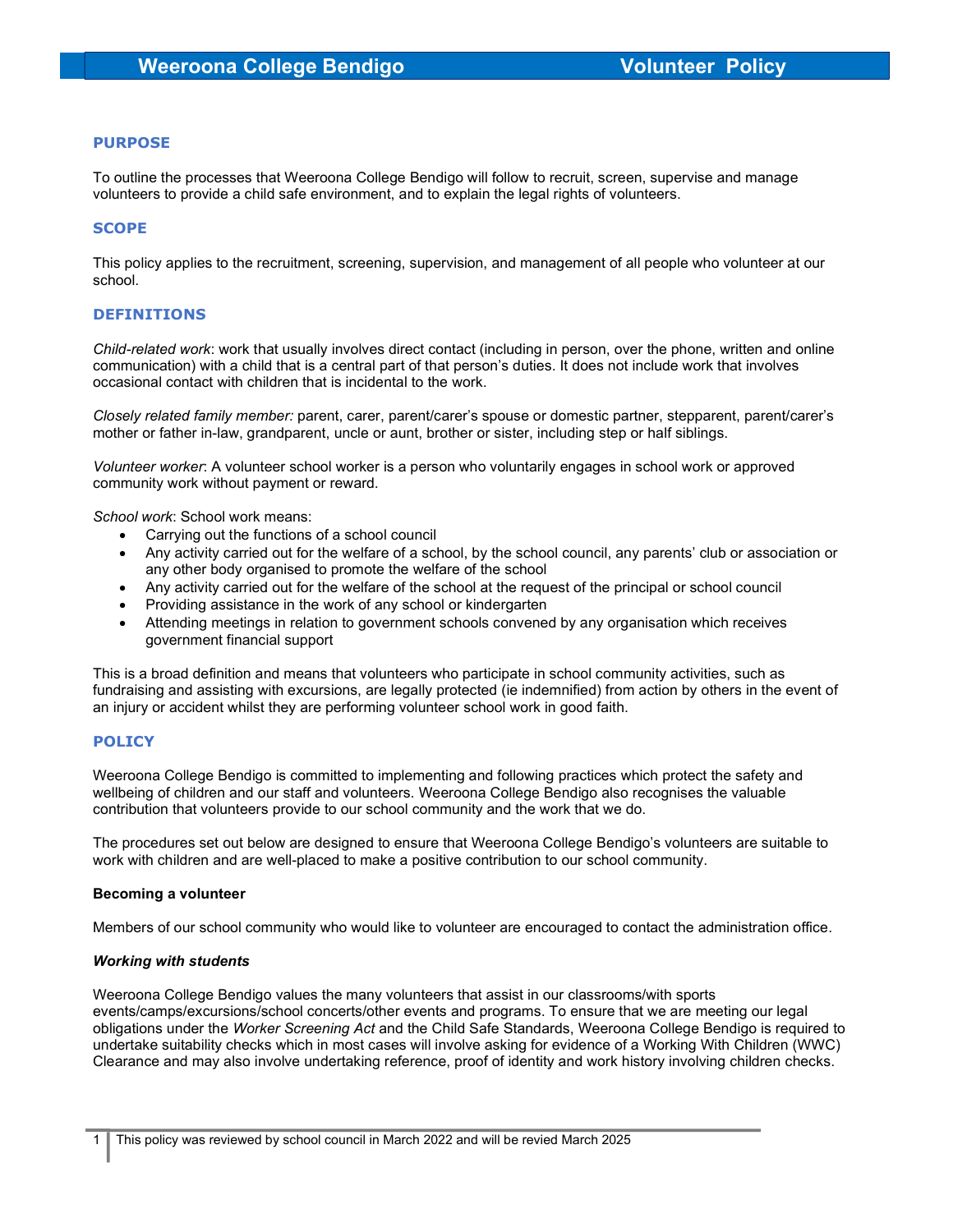# Weeroona College Bendigo — Volunteer Policy

## PURPOSE

To outline the processes that Weeroona College Bendigo will follow to recruit, screen, supervise and manage volunteers to provide a child safe environment, and to explain the legal rights of volunteers.

## SCOPE

This policy applies to the recruitment, screening, supervision, and management of all people who volunteer at our school.

## DEFINITIONS

*Child-related work*: work that usually involves direct contact (including in person, over the phone, written and online communication) with a child that is a central part of that person's duties. It does not include work that involves occasional contact with children that is incidental to the work.

*Closely related family member:* parent, carer, parent/carer's spouse or domestic partner, stepparent, parent/carer's mother or father in-law, grandparent, uncle or aunt, brother or sister, including step or half siblings.

*Volunteer worker*: A volunteer school worker is a person who voluntarily engages in school work or approved community work without payment or reward.

*School work*: School work means:

- Carrying out the functions of a school council
- Any activity carried out for the welfare of a school, by the school council, any parents' club or association or any other body organised to promote the welfare of the school
- Any activity carried out for the welfare of the school at the request of the principal or school council
- Providing assistance in the work of any school or kindergarten
- Attending meetings in relation to government schools convened by any organisation which receives government financial support

This is a broad definition and means that volunteers who participate in school community activities, such as fundraising and assisting with excursions, are legally protected (ie indemnified) from action by others in the event of an injury or accident whilst they are performing volunteer school work in good faith.

## POLICY

Weeroona College Bendigo is committed to implementing and following practices which protect the safety and wellbeing of children and our staff and volunteers. Weeroona College Bendigo also recognises the valuable contribution that volunteers provide to our school community and the work that we do.

The procedures set out below are designed to ensure that Weeroona College Bendigo's volunteers are suitable to work with children and are well-placed to make a positive contribution to our school community.

**Becoming a volunteer**

Members of our school community who would like to volunteer are encouraged to contact the administration office.

***Working with students***

Weeroona College Bendigo values the many volunteers that assist in our classrooms/with sports events/camps/excursions/school concerts/other events and programs. To ensure that we are meeting our legal obligations under the *Worker Screening Act* and the Child Safe Standards, Weeroona College Bendigo is required to undertake suitability checks which in most cases will involve asking for evidence of a Working With Children (WWC) Clearance and may also involve undertaking reference, proof of identity and work history involving children checks.

This policy was reviewed by school council in March 2022 and will be revied March 2025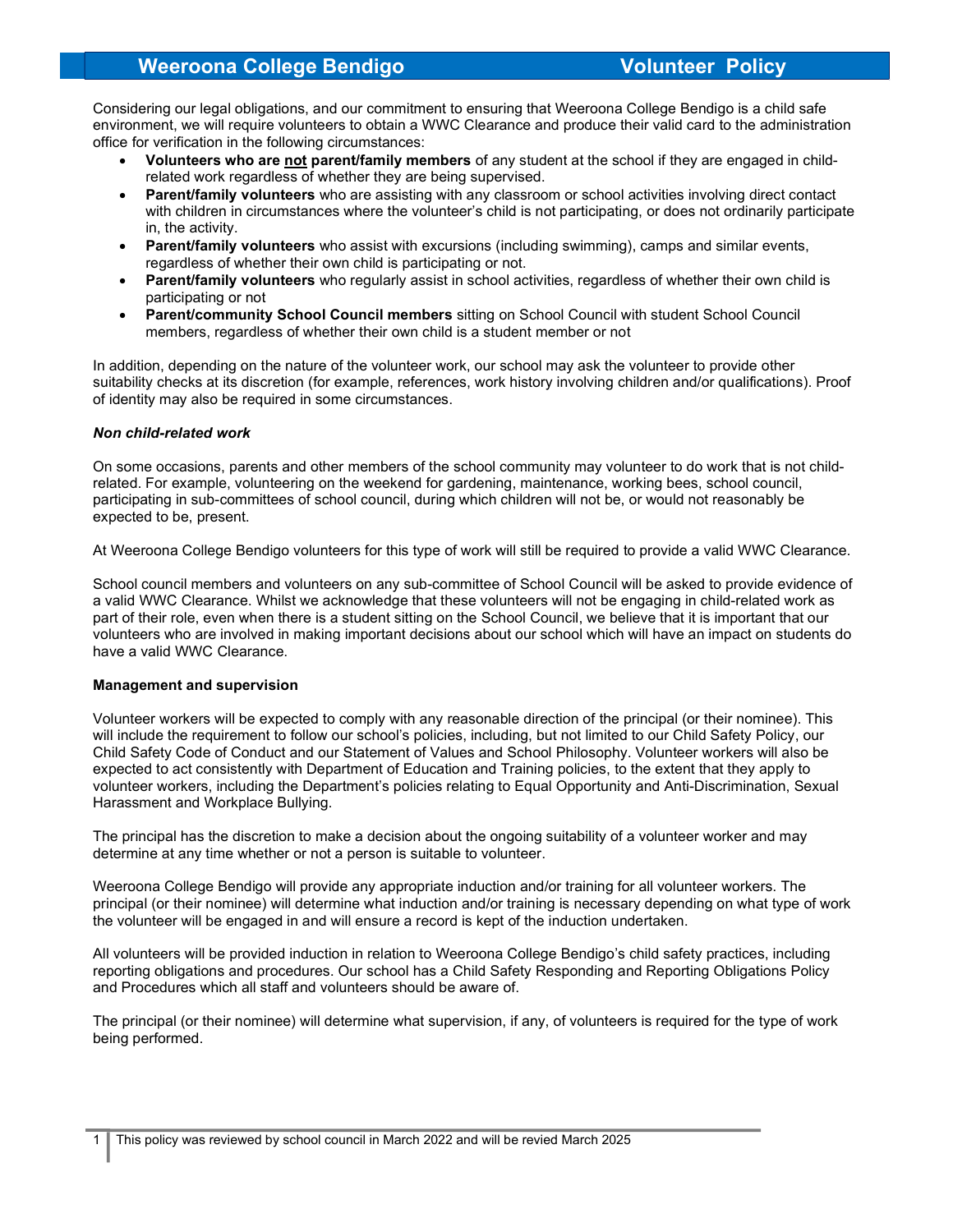Considering our legal obligations, and our commitment to ensuring that Weeroona College Bendigo is a child safe environment, we will require volunteers to obtain a WWC Clearance and produce their valid card to the administration office for verification in the following circumstances:

- **Volunteers who are <u>not</u> parent/family members** of any student at the school if they are engaged in child-related work regardless of whether they are being supervised.
- **Parent/family volunteers** who are assisting with any classroom or school activities involving direct contact with children in circumstances where the volunteer's child is not participating, or does not ordinarily participate in, the activity.
- **Parent/family volunteers** who assist with excursions (including swimming), camps and similar events, regardless of whether their own child is participating or not.
- **Parent/family volunteers** who regularly assist in school activities, regardless of whether their own child is participating or not
- **Parent/community School Council members** sitting on School Council with student School Council members, regardless of whether their own child is a student member or not

In addition, depending on the nature of the volunteer work, our school may ask the volunteer to provide other suitability checks at its discretion (for example, references, work history involving children and/or qualifications). Proof of identity may also be required in some circumstances.

***Non child-related work***

On some occasions, parents and other members of the school community may volunteer to do work that is not child-related. For example, volunteering on the weekend for gardening, maintenance, working bees, school council, participating in sub-committees of school council, during which children will not be, or would not reasonably be expected to be, present.

At Weeroona College Bendigo volunteers for this type of work will still be required to provide a valid WWC Clearance.

School council members and volunteers on any sub-committee of School Council will be asked to provide evidence of a valid WWC Clearance. Whilst we acknowledge that these volunteers will not be engaging in child-related work as part of their role, even when there is a student sitting on the School Council, we believe that it is important that our volunteers who are involved in making important decisions about our school which will have an impact on students do have a valid WWC Clearance.

**Management and supervision**

Volunteer workers will be expected to comply with any reasonable direction of the principal (or their nominee). This will include the requirement to follow our school's policies, including, but not limited to our Child Safety Policy, our Child Safety Code of Conduct and our Statement of Values and School Philosophy. Volunteer workers will also be expected to act consistently with Department of Education and Training policies, to the extent that they apply to volunteer workers, including the Department's policies relating to Equal Opportunity and Anti-Discrimination, Sexual Harassment and Workplace Bullying.

The principal has the discretion to make a decision about the ongoing suitability of a volunteer worker and may determine at any time whether or not a person is suitable to volunteer.

Weeroona College Bendigo will provide any appropriate induction and/or training for all volunteer workers. The principal (or their nominee) will determine what induction and/or training is necessary depending on what type of work the volunteer will be engaged in and will ensure a record is kept of the induction undertaken.

All volunteers will be provided induction in relation to Weeroona College Bendigo's child safety practices, including reporting obligations and procedures. Our school has a Child Safety Responding and Reporting Obligations Policy and Procedures which all staff and volunteers should be aware of.

The principal (or their nominee) will determine what supervision, if any, of volunteers is required for the type of work being performed.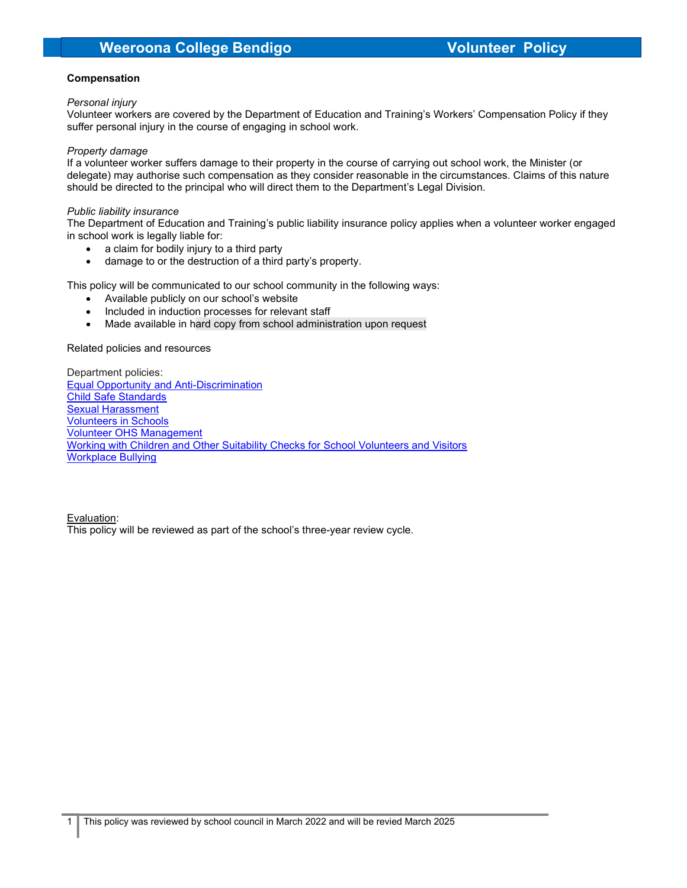**Compensation**

*Personal injury*
Volunteer workers are covered by the Department of Education and Training's Workers' Compensation Policy if they suffer personal injury in the course of engaging in school work.

*Property damage*
If a volunteer worker suffers damage to their property in the course of carrying out school work, the Minister (or delegate) may authorise such compensation as they consider reasonable in the circumstances. Claims of this nature should be directed to the principal who will direct them to the Department's Legal Division.

*Public liability insurance*
The Department of Education and Training's public liability insurance policy applies when a volunteer worker engaged in school work is legally liable for:

- a claim for bodily injury to a third party
- damage to or the destruction of a third party's property.

This policy will be communicated to our school community in the following ways:

- Available publicly on our school's website
- Included in induction processes for relevant staff
- Made available in hard copy from school administration upon request

Related policies and resources

Department policies:
Equal Opportunity and Anti-Discrimination
Child Safe Standards
Sexual Harassment
Volunteers in Schools
Volunteer OHS Management
Working with Children and Other Suitability Checks for School Volunteers and Visitors
Workplace Bullying

Evaluation:
This policy will be reviewed as part of the school's three-year review cycle.

This policy was reviewed by school council in March 2022 and will be revied March 2025